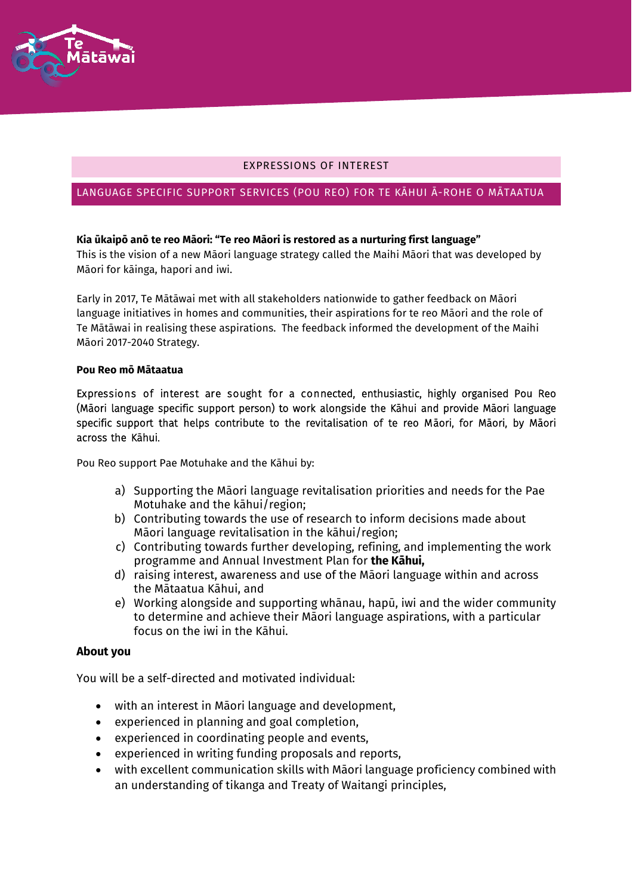EXPRESSIONS OF INTEREST

LANGUAGE SPECIFIC SUPPORT SERVICES (POU REO) FOR TE KĀHUI Ā-ROHE O MĀTAATUA

**Kia ūkaipō anō te reo Māori: "Te reo Māori is restored as a nurturing first language"**
This is the vision of a new Māori language strategy called the Maihi Māori that was developed by Māori for kāinga, hapori and iwi.

Early in 2017, Te Mātāwai met with all stakeholders nationwide to gather feedback on Māori language initiatives in homes and communities, their aspirations for te reo Māori and the role of Te Mātāwai in realising these aspirations. The feedback informed the development of the Maihi Māori 2017-2040 Strategy.

**Pou Reo mō Mātaatua**

Expressions of interest are sought for a connected, enthusiastic, highly organised Pou Reo (Māori language specific support person) to work alongside the Kāhui and provide Māori language specific support that helps contribute to the revitalisation of te reo Māori, for Māori, by Māori across the Kāhui.

Pou Reo support Pae Motuhake and the Kāhui by:

a) Supporting the Māori language revitalisation priorities and needs for the Pae Motuhake and the kāhui/region;
b) Contributing towards the use of research to inform decisions made about Māori language revitalisation in the kāhui/region;
c) Contributing towards further developing, refining, and implementing the work programme and Annual Investment Plan for **the Kāhui,**
d) raising interest, awareness and use of the Māori language within and across the Mātaatua Kāhui, and
e) Working alongside and supporting whānau, hapū, iwi and the wider community to determine and achieve their Māori language aspirations, with a particular focus on the iwi in the Kāhui.

**About you**

You will be a self-directed and motivated individual:

- with an interest in Māori language and development,
- experienced in planning and goal completion,
- experienced in coordinating people and events,
- experienced in writing funding proposals and reports,
- with excellent communication skills with Māori language proficiency combined with an understanding of tikanga and Treaty of Waitangi principles,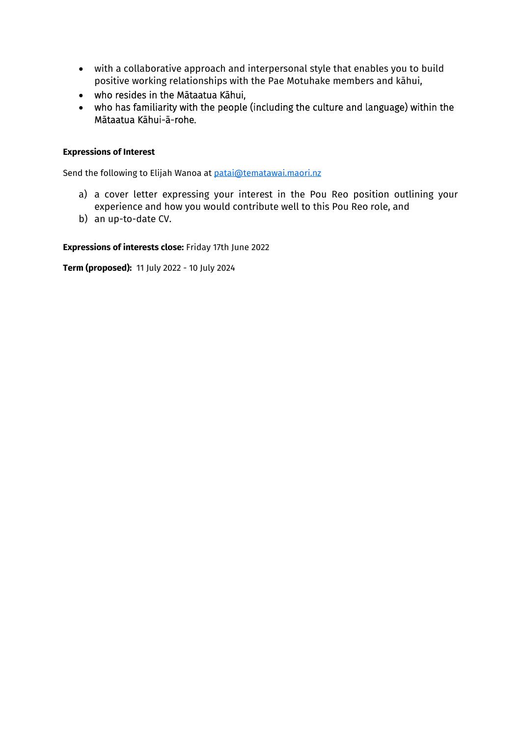- with a collaborative approach and interpersonal style that enables you to build positive working relationships with the Pae Motuhake members and kāhui,
- who resides in the Mātaatua Kāhui,
- who has familiarity with the people (including the culture and language) within the Mātaatua Kāhui-ā-rohe.

**Expressions of Interest**

Send the following to Elijah Wanoa at patai@tematawai.maori.nz

a) a cover letter expressing your interest in the Pou Reo position outlining your experience and how you would contribute well to this Pou Reo role, and
b) an up-to-date CV.

**Expressions of interests close:** Friday 17th June 2022

**Term (proposed):** 11 July 2022 - 10 July 2024